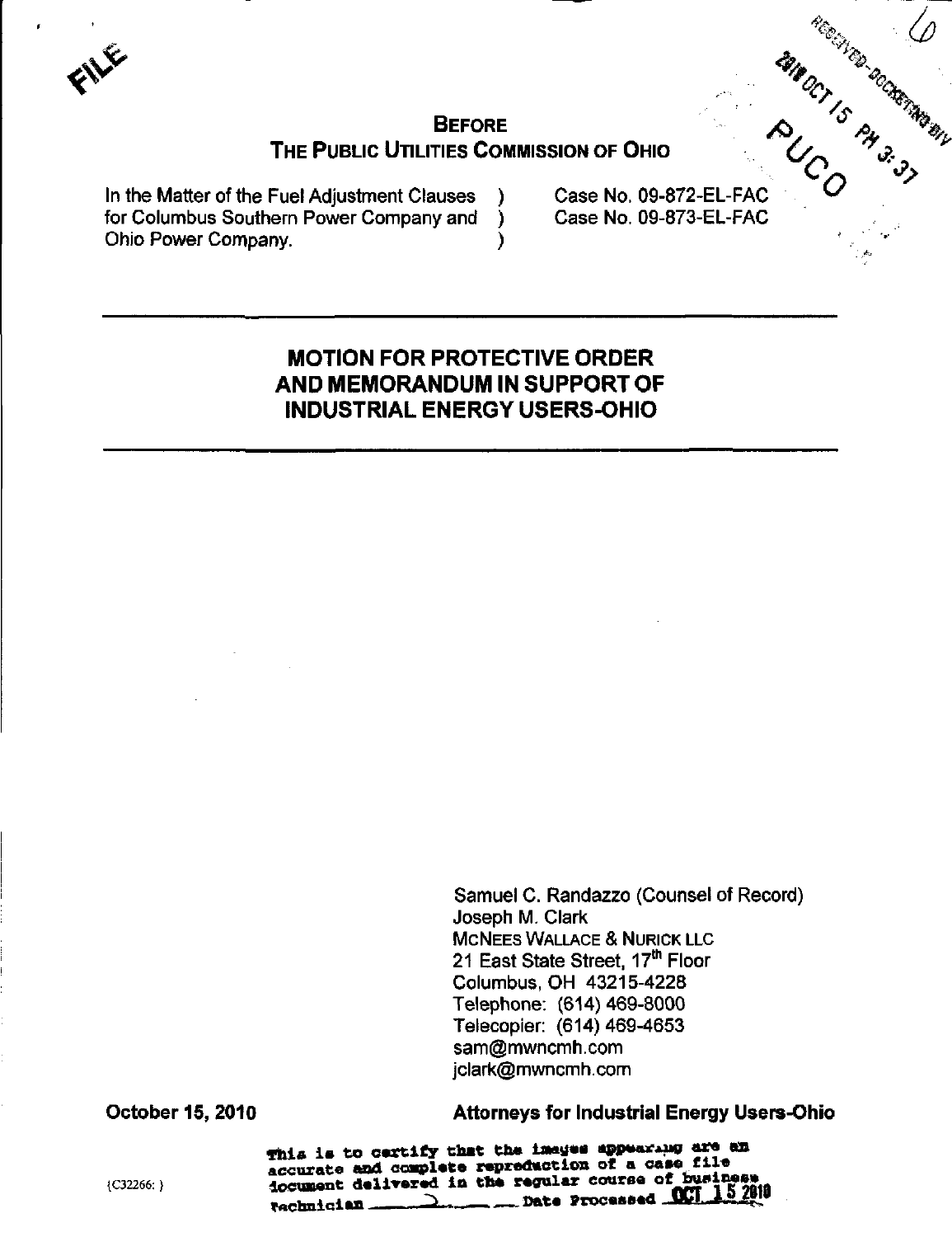FILE

RECEIVED-DOCKETING DIV

2010 OCT 15 PM 3:37

PUCO

**BEFORE**
**THE PUBLIC UTILITIES COMMISSION OF OHIO**

| | | |
|---|---|---|
| In the Matter of the Fuel Adjustment Clauses for Columbus Southern Power Company and Ohio Power Company. | ) ) ) | Case No. 09-872-EL-FAC Case No. 09-873-EL-FAC |

---

## MOTION FOR PROTECTIVE ORDER AND MEMORANDUM IN SUPPORT OF INDUSTRIAL ENERGY USERS-OHIO

---

Samuel C. Randazzo (Counsel of Record)
Joseph M. Clark
McNEES WALLACE & NURICK LLC
21 East State Street, 17th Floor
Columbus, OH 43215-4228
Telephone: (614) 469-8000
Telecopier: (614) 469-4653
sam@mwncmh.com
jclark@mwncmh.com

**October 15, 2010**

**Attorneys for Industrial Energy Users-Ohio**

{C32266: }

This is to certify that the images appearing are an accurate and complete reproduction of a case file document delivered in the regular course of business
Technician ____ Date Processed OCT 15 2010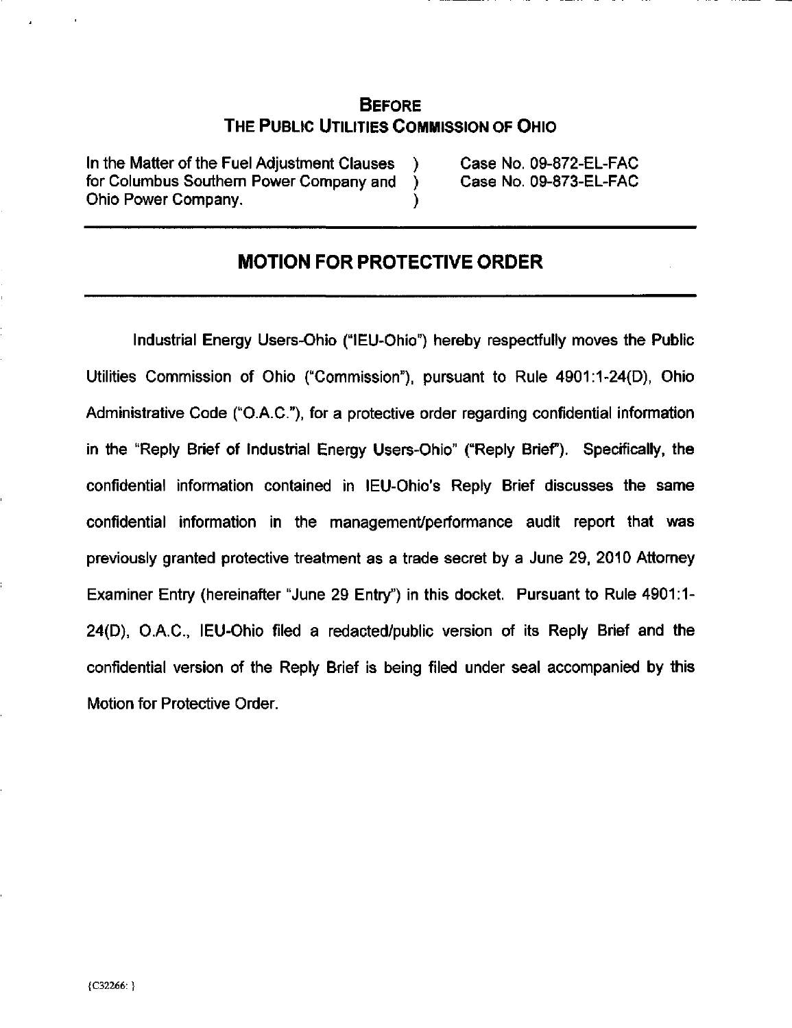# BEFORE
# THE PUBLIC UTILITIES COMMISSION OF OHIO

| | | |
|---|---|---|
| In the Matter of the Fuel Adjustment Clauses for Columbus Southern Power Company and Ohio Power Company. | ) ) ) | Case No. 09-872-EL-FAC Case No. 09-873-EL-FAC |

## MOTION FOR PROTECTIVE ORDER

Industrial Energy Users-Ohio ("IEU-Ohio") hereby respectfully moves the Public Utilities Commission of Ohio ("Commission"), pursuant to Rule 4901:1-24(D), Ohio Administrative Code ("O.A.C."), for a protective order regarding confidential information in the "Reply Brief of Industrial Energy Users-Ohio" ("Reply Brief"). Specifically, the confidential information contained in IEU-Ohio's Reply Brief discusses the same confidential information in the management/performance audit report that was previously granted protective treatment as a trade secret by a June 29, 2010 Attorney Examiner Entry (hereinafter "June 29 Entry") in this docket. Pursuant to Rule 4901:1-24(D), O.A.C., IEU-Ohio filed a redacted/public version of its Reply Brief and the confidential version of the Reply Brief is being filed under seal accompanied by this Motion for Protective Order.

{C32266: }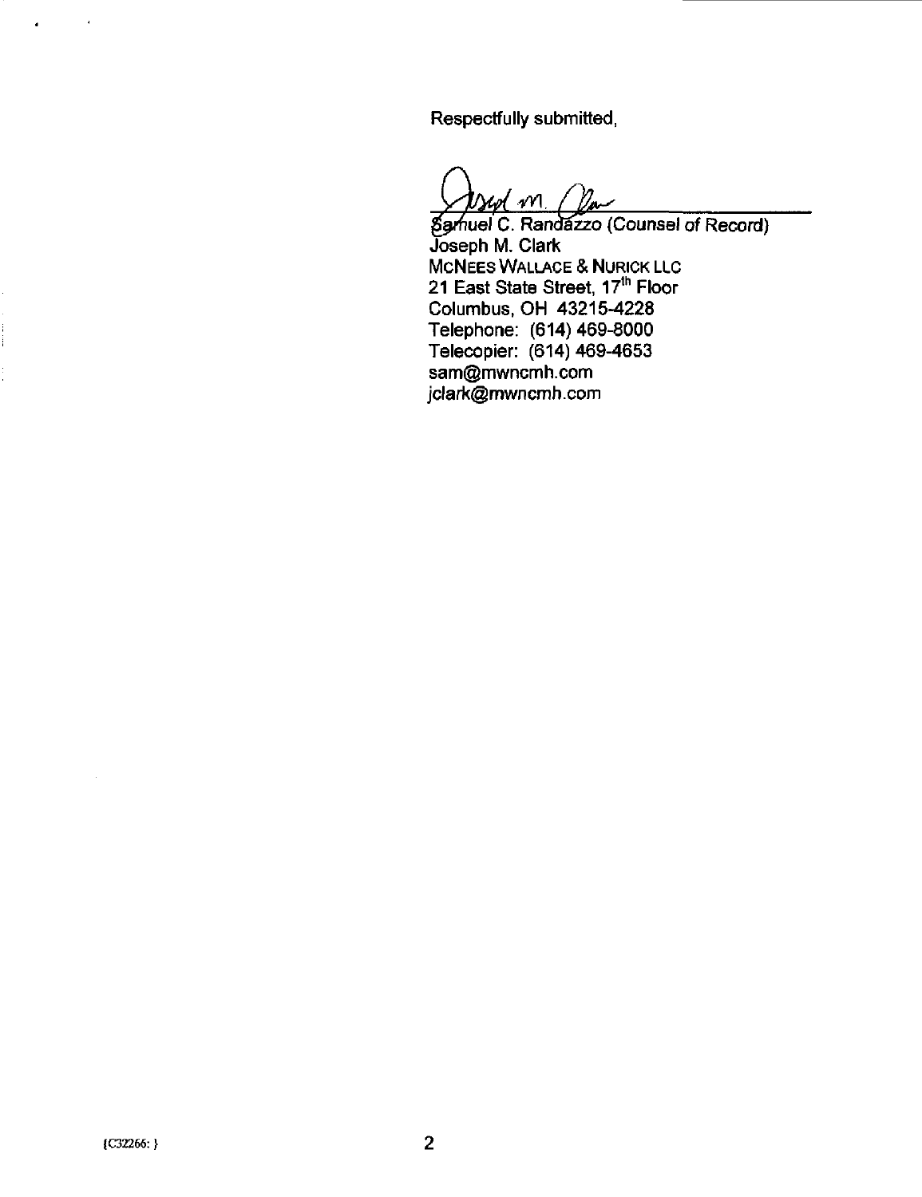Respectfully submitted,

Samuel C. Randazzo (Counsel of Record)  
Joseph M. Clark  
McNEES WALLACE & NURICK LLC  
21 East State Street, 17th Floor  
Columbus, OH 43215-4228  
Telephone: (614) 469-8000  
Telecopier: (614) 469-4653  
sam@mwncmh.com  
jclark@mwncmh.com

{C32266: }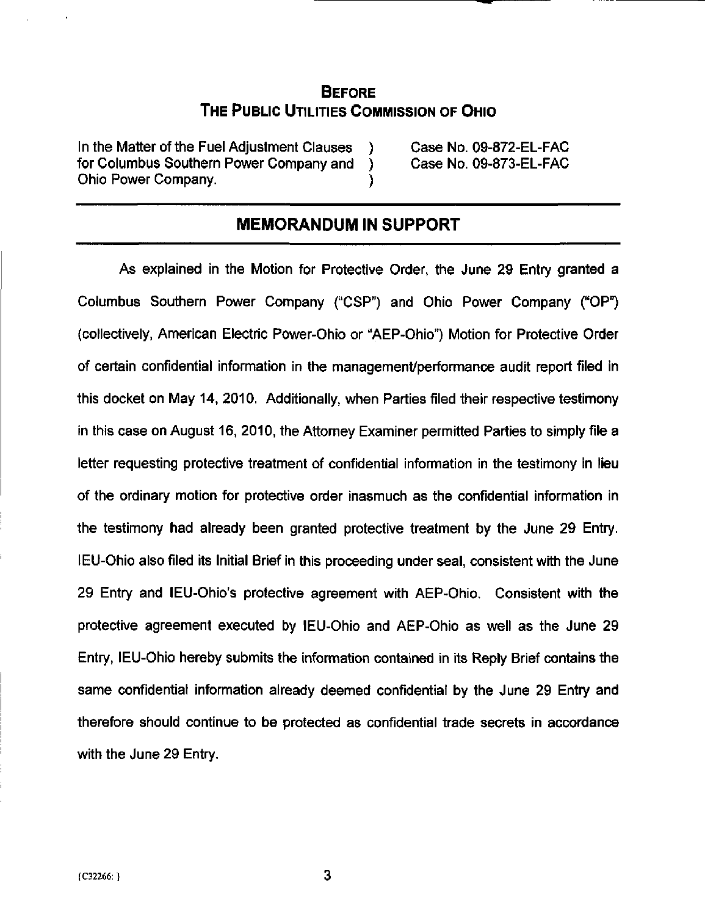## BEFORE
## THE PUBLIC UTILITIES COMMISSION OF OHIO

| | | |
|---|---|---|
| In the Matter of the Fuel Adjustment Clauses for Columbus Southern Power Company and Ohio Power Company. | ) ) ) | Case No. 09-872-EL-FAC Case No. 09-873-EL-FAC |

## MEMORANDUM IN SUPPORT

As explained in the Motion for Protective Order, the June 29 Entry granted a Columbus Southern Power Company ("CSP") and Ohio Power Company ("OP") (collectively, American Electric Power-Ohio or "AEP-Ohio") Motion for Protective Order of certain confidential information in the management/performance audit report filed in this docket on May 14, 2010. Additionally, when Parties filed their respective testimony in this case on August 16, 2010, the Attorney Examiner permitted Parties to simply file a letter requesting protective treatment of confidential information in the testimony in lieu of the ordinary motion for protective order inasmuch as the confidential information in the testimony had already been granted protective treatment by the June 29 Entry. IEU-Ohio also filed its Initial Brief in this proceeding under seal, consistent with the June 29 Entry and IEU-Ohio's protective agreement with AEP-Ohio. Consistent with the protective agreement executed by IEU-Ohio and AEP-Ohio as well as the June 29 Entry, IEU-Ohio hereby submits the information contained in its Reply Brief contains the same confidential information already deemed confidential by the June 29 Entry and therefore should continue to be protected as confidential trade secrets in accordance with the June 29 Entry.

{C32266: }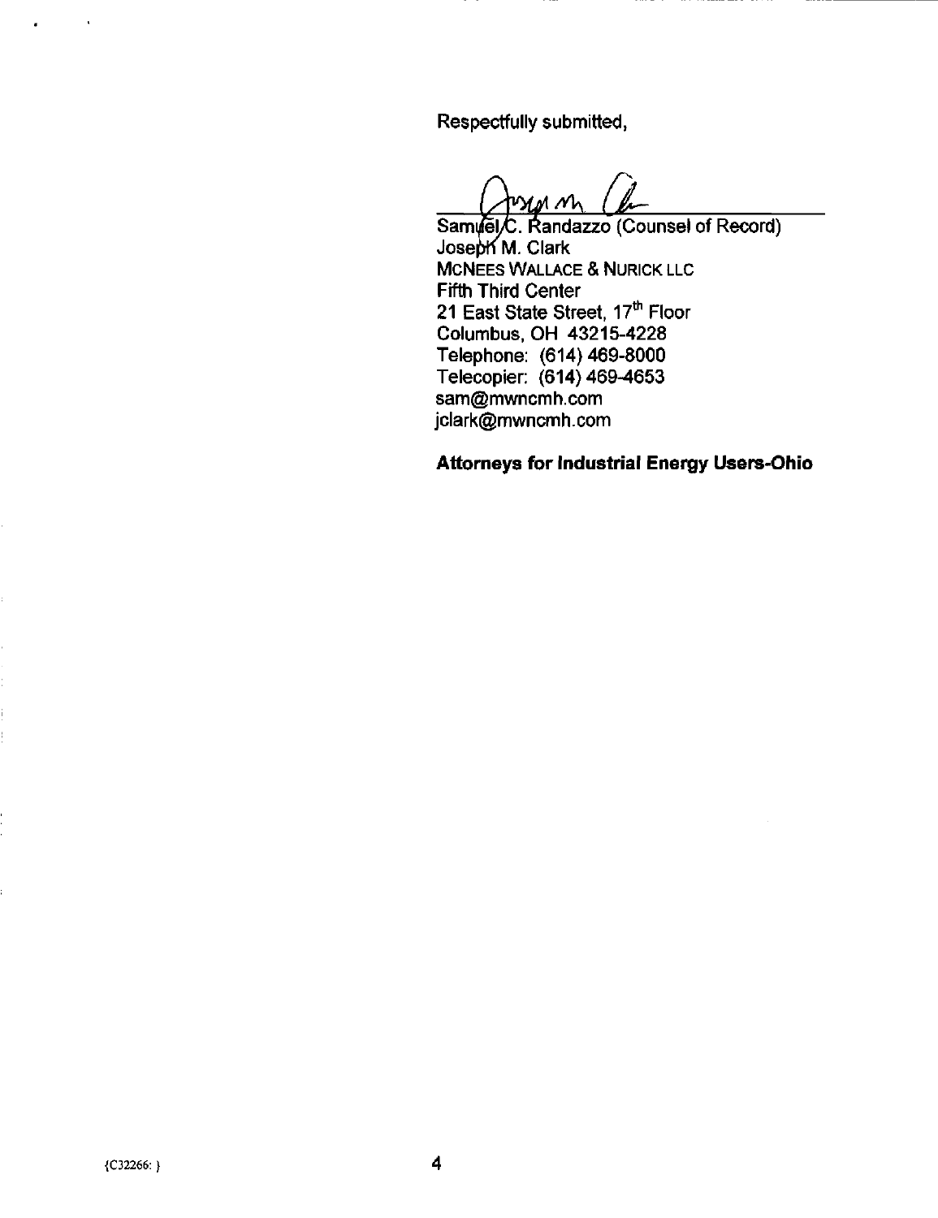Respectfully submitted,

Samuel C. Randazzo (Counsel of Record)
Joseph M. Clark
McNEES WALLACE & NURICK LLC
Fifth Third Center
21 East State Street, 17th Floor
Columbus, OH 43215-4228
Telephone: (614) 469-8000
Telecopier: (614) 469-4653
sam@mwncmh.com
jclark@mwncmh.com

**Attorneys for Industrial Energy Users-Ohio**

{C32266: }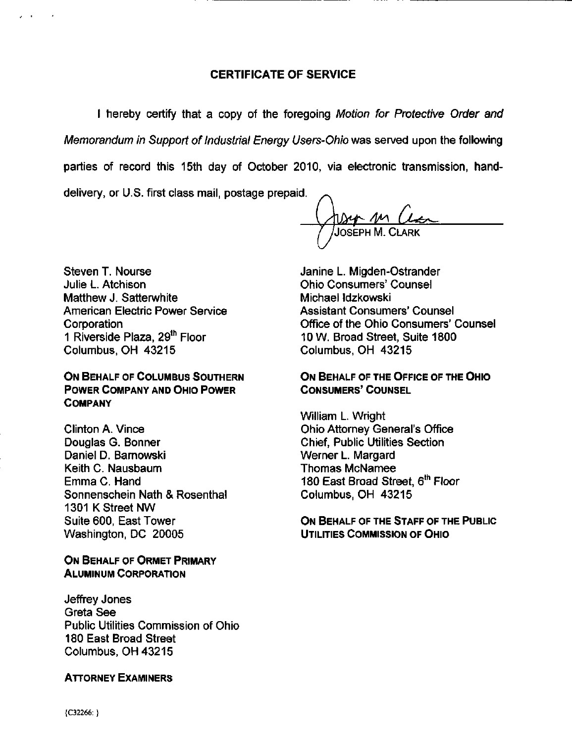## CERTIFICATE OF SERVICE

I hereby certify that a copy of the foregoing *Motion for Protective Order and Memorandum in Support of Industrial Energy Users-Ohio* was served upon the following parties of record this 15th day of October 2010, via electronic transmission, hand-delivery, or U.S. first class mail, postage prepaid.

JOSEPH M. CLARK

Steven T. Nourse
Julie L. Atchison
Matthew J. Satterwhite
American Electric Power Service Corporation
1 Riverside Plaza, 29th Floor
Columbus, OH 43215

**ON BEHALF OF COLUMBUS SOUTHERN POWER COMPANY AND OHIO POWER COMPANY**

Clinton A. Vince
Douglas G. Bonner
Daniel D. Barnowski
Keith C. Nausbaum
Emma C. Hand
Sonnenschein Nath & Rosenthal
1301 K Street NW
Suite 600, East Tower
Washington, DC 20005

**ON BEHALF OF ORMET PRIMARY ALUMINUM CORPORATION**

Jeffrey Jones
Greta See
Public Utilities Commission of Ohio
180 East Broad Street
Columbus, OH 43215

**ATTORNEY EXAMINERS**

Janine L. Migden-Ostrander
Ohio Consumers' Counsel
Michael Idzkowski
Assistant Consumers' Counsel
Office of the Ohio Consumers' Counsel
10 W. Broad Street, Suite 1800
Columbus, OH 43215

**ON BEHALF OF THE OFFICE OF THE OHIO CONSUMERS' COUNSEL**

William L. Wright
Ohio Attorney General's Office
Chief, Public Utilities Section
Werner L. Margard
Thomas McNamee
180 East Broad Street, 6th Floor
Columbus, OH 43215

**ON BEHALF OF THE STAFF OF THE PUBLIC UTILITIES COMMISSION OF OHIO**

{C32266: }